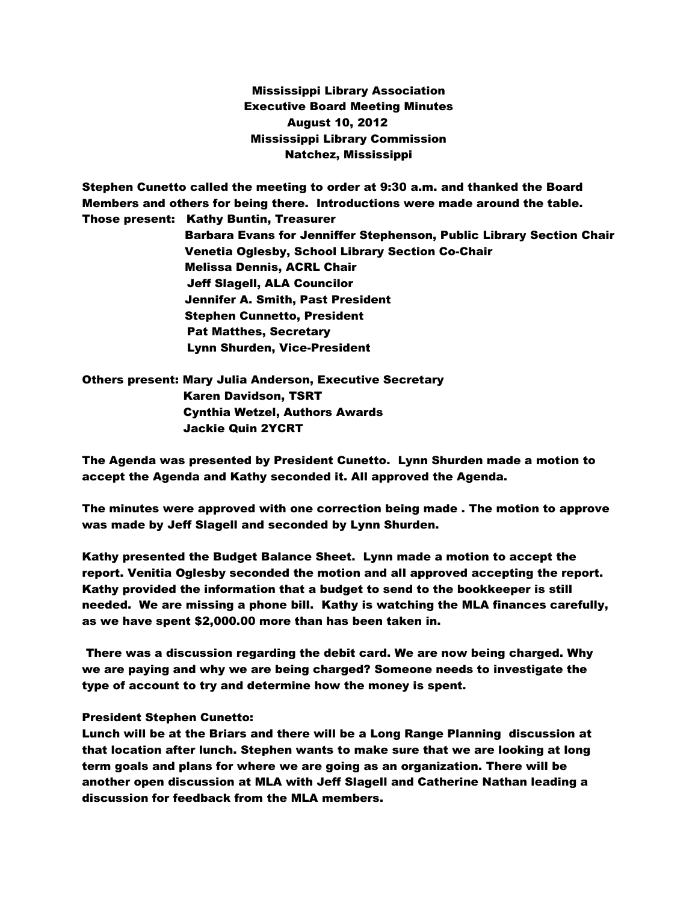# Mississippi Library Association
## Executive Board Meeting Minutes
### August 10, 2012
### Mississippi Library Commission
### Natchez, Mississippi

Stephen Cunetto called the meeting to order at 9:30 a.m. and thanked the Board Members and others for being there. Introductions were made around the table.

Those present:
- Kathy Buntin, Treasurer
- Barbara Evans for Jenniffer Stephenson, Public Library Section Chair
- Venetia Oglesby, School Library Section Co-Chair
- Melissa Dennis, ACRL Chair
- Jeff Slagell, ALA Councilor
- Jennifer A. Smith, Past President
- Stephen Cunnetto, President
- Pat Matthes, Secretary
- Lynn Shurden, Vice-President

Others present:
- Mary Julia Anderson, Executive Secretary
- Karen Davidson, TSRT
- Cynthia Wetzel, Authors Awards
- Jackie Quin 2YCRT

The Agenda was presented by President Cunetto. Lynn Shurden made a motion to accept the Agenda and Kathy seconded it. All approved the Agenda.

The minutes were approved with one correction being made . The motion to approve was made by Jeff Slagell and seconded by Lynn Shurden.

Kathy presented the Budget Balance Sheet. Lynn made a motion to accept the report. Venitia Oglesby seconded the motion and all approved accepting the report. Kathy provided the information that a budget to send to the bookkeeper is still needed. We are missing a phone bill. Kathy is watching the MLA finances carefully, as we have spent $2,000.00 more than has been taken in.

There was a discussion regarding the debit card. We are now being charged. Why we are paying and why we are being charged? Someone needs to investigate the type of account to try and determine how the money is spent.

**President Stephen Cunetto:**

Lunch will be at the Briars and there will be a Long Range Planning discussion at that location after lunch. Stephen wants to make sure that we are looking at long term goals and plans for where we are going as an organization. There will be another open discussion at MLA with Jeff Slagell and Catherine Nathan leading a discussion for feedback from the MLA members.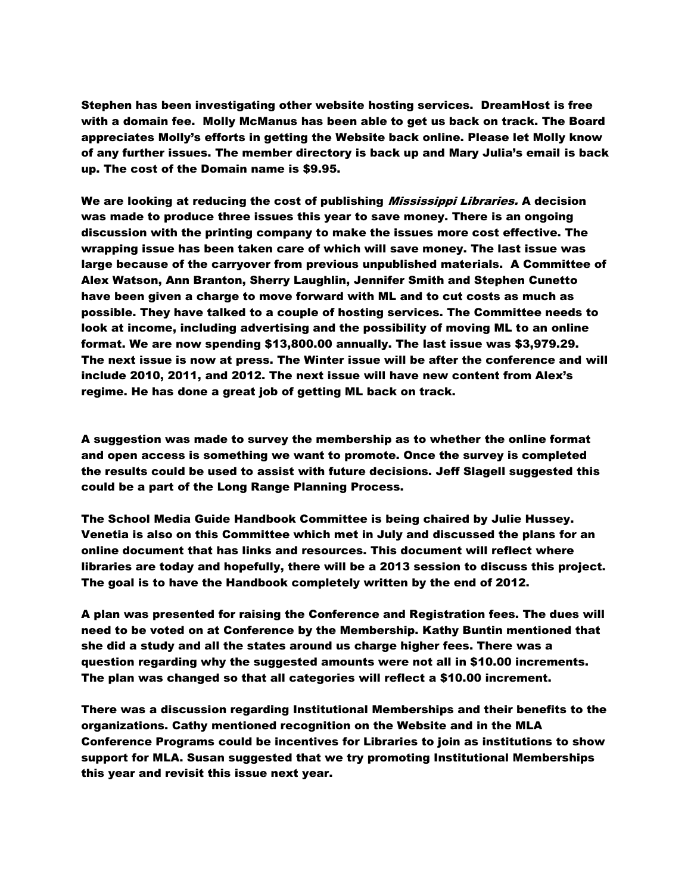Stephen has been investigating other website hosting services. DreamHost is free with a domain fee. Molly McManus has been able to get us back on track. The Board appreciates Molly's efforts in getting the Website back online. Please let Molly know of any further issues. The member directory is back up and Mary Julia's email is back up. The cost of the Domain name is $9.95.

We are looking at reducing the cost of publishing *Mississippi Libraries.* A decision was made to produce three issues this year to save money. There is an ongoing discussion with the printing company to make the issues more cost effective. The wrapping issue has been taken care of which will save money. The last issue was large because of the carryover from previous unpublished materials. A Committee of Alex Watson, Ann Branton, Sherry Laughlin, Jennifer Smith and Stephen Cunetto have been given a charge to move forward with ML and to cut costs as much as possible. They have talked to a couple of hosting services. The Committee needs to look at income, including advertising and the possibility of moving ML to an online format. We are now spending $13,800.00 annually. The last issue was $3,979.29. The next issue is now at press. The Winter issue will be after the conference and will include 2010, 2011, and 2012. The next issue will have new content from Alex's regime. He has done a great job of getting ML back on track.

A suggestion was made to survey the membership as to whether the online format and open access is something we want to promote. Once the survey is completed the results could be used to assist with future decisions. Jeff Slagell suggested this could be a part of the Long Range Planning Process.

The School Media Guide Handbook Committee is being chaired by Julie Hussey. Venetia is also on this Committee which met in July and discussed the plans for an online document that has links and resources. This document will reflect where libraries are today and hopefully, there will be a 2013 session to discuss this project. The goal is to have the Handbook completely written by the end of 2012.

A plan was presented for raising the Conference and Registration fees. The dues will need to be voted on at Conference by the Membership. Kathy Buntin mentioned that she did a study and all the states around us charge higher fees. There was a question regarding why the suggested amounts were not all in $10.00 increments. The plan was changed so that all categories will reflect a $10.00 increment.

There was a discussion regarding Institutional Memberships and their benefits to the organizations. Cathy mentioned recognition on the Website and in the MLA Conference Programs could be incentives for Libraries to join as institutions to show support for MLA. Susan suggested that we try promoting Institutional Memberships this year and revisit this issue next year.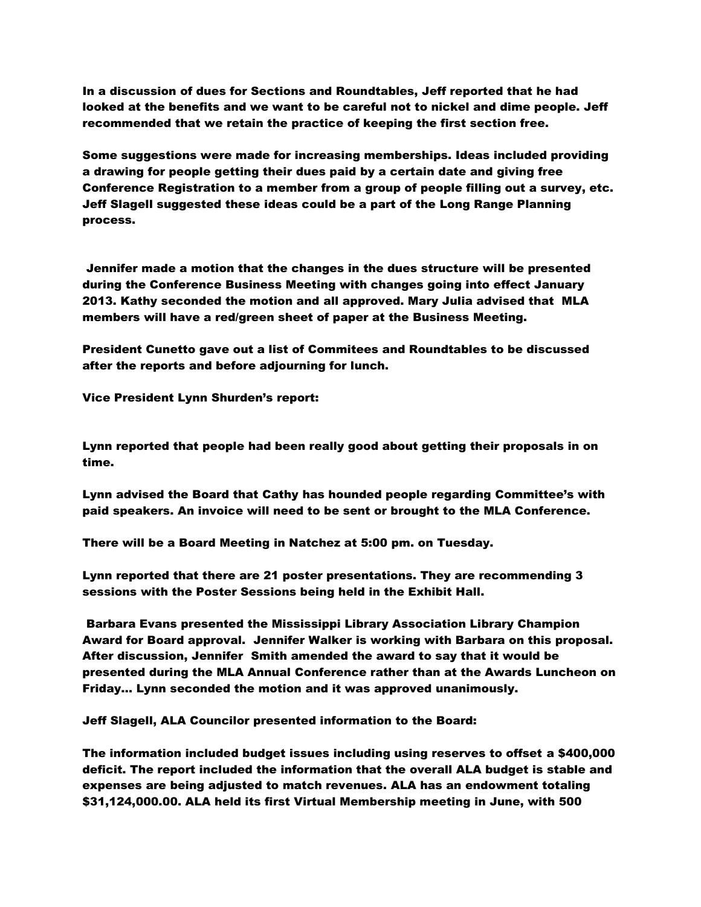In a discussion of dues for Sections and Roundtables, Jeff reported that he had looked at the benefits and we want to be careful not to nickel and dime people. Jeff recommended that we retain the practice of keeping the first section free.

Some suggestions were made for increasing memberships. Ideas included providing a drawing for people getting their dues paid by a certain date and giving free Conference Registration to a member from a group of people filling out a survey, etc. Jeff Slagell suggested these ideas could be a part of the Long Range Planning process.

Jennifer made a motion that the changes in the dues structure will be presented during the Conference Business Meeting with changes going into effect January 2013. Kathy seconded the motion and all approved. Mary Julia advised that MLA members will have a red/green sheet of paper at the Business Meeting.

President Cunetto gave out a list of Commitees and Roundtables to be discussed after the reports and before adjourning for lunch.

Vice President Lynn Shurden's report:

Lynn reported that people had been really good about getting their proposals in on time.

Lynn advised the Board that Cathy has hounded people regarding Committee's with paid speakers. An invoice will need to be sent or brought to the MLA Conference.

There will be a Board Meeting in Natchez at 5:00 pm. on Tuesday.

Lynn reported that there are 21 poster presentations. They are recommending 3 sessions with the Poster Sessions being held in the Exhibit Hall.

Barbara Evans presented the Mississippi Library Association Library Champion Award for Board approval. Jennifer Walker is working with Barbara on this proposal. After discussion, Jennifer Smith amended the award to say that it would be presented during the MLA Annual Conference rather than at the Awards Luncheon on Friday… Lynn seconded the motion and it was approved unanimously.

Jeff Slagell, ALA Councilor presented information to the Board:

The information included budget issues including using reserves to offset a $400,000 deficit. The report included the information that the overall ALA budget is stable and expenses are being adjusted to match revenues. ALA has an endowment totaling $31,124,000.00. ALA held its first Virtual Membership meeting in June, with 500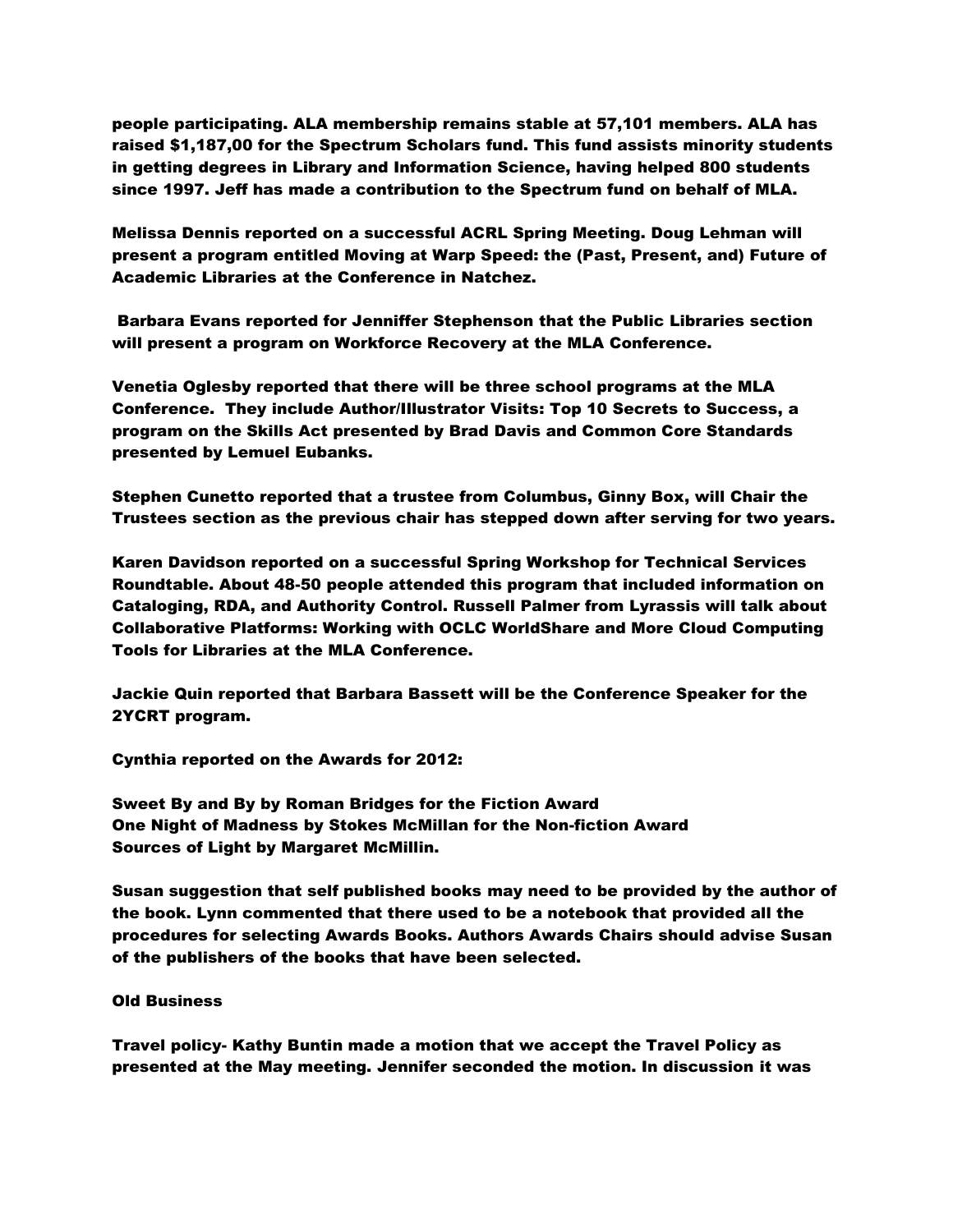people participating. ALA membership remains stable at 57,101 members. ALA has raised $1,187,00 for the Spectrum Scholars fund. This fund assists minority students in getting degrees in Library and Information Science, having helped 800 students since 1997. Jeff has made a contribution to the Spectrum fund on behalf of MLA.

Melissa Dennis reported on a successful ACRL Spring Meeting. Doug Lehman will present a program entitled Moving at Warp Speed: the (Past, Present, and) Future of Academic Libraries at the Conference in Natchez.

Barbara Evans reported for Jenniffer Stephenson that the Public Libraries section will present a program on Workforce Recovery at the MLA Conference.

Venetia Oglesby reported that there will be three school programs at the MLA Conference. They include Author/Illustrator Visits: Top 10 Secrets to Success, a program on the Skills Act presented by Brad Davis and Common Core Standards presented by Lemuel Eubanks.

Stephen Cunetto reported that a trustee from Columbus, Ginny Box, will Chair the Trustees section as the previous chair has stepped down after serving for two years.

Karen Davidson reported on a successful Spring Workshop for Technical Services Roundtable. About 48-50 people attended this program that included information on Cataloging, RDA, and Authority Control. Russell Palmer from Lyrassis will talk about Collaborative Platforms: Working with OCLC WorldShare and More Cloud Computing Tools for Libraries at the MLA Conference.

Jackie Quin reported that Barbara Bassett will be the Conference Speaker for the 2YCRT program.

Cynthia reported on the Awards for 2012:

Sweet By and By by Roman Bridges for the Fiction Award
One Night of Madness by Stokes McMillan for the Non-fiction Award
Sources of Light by Margaret McMillin.

Susan suggestion that self published books may need to be provided by the author of the book. Lynn commented that there used to be a notebook that provided all the procedures for selecting Awards Books. Authors Awards Chairs should advise Susan of the publishers of the books that have been selected.

Old Business

Travel policy- Kathy Buntin made a motion that we accept the Travel Policy as presented at the May meeting. Jennifer seconded the motion. In discussion it was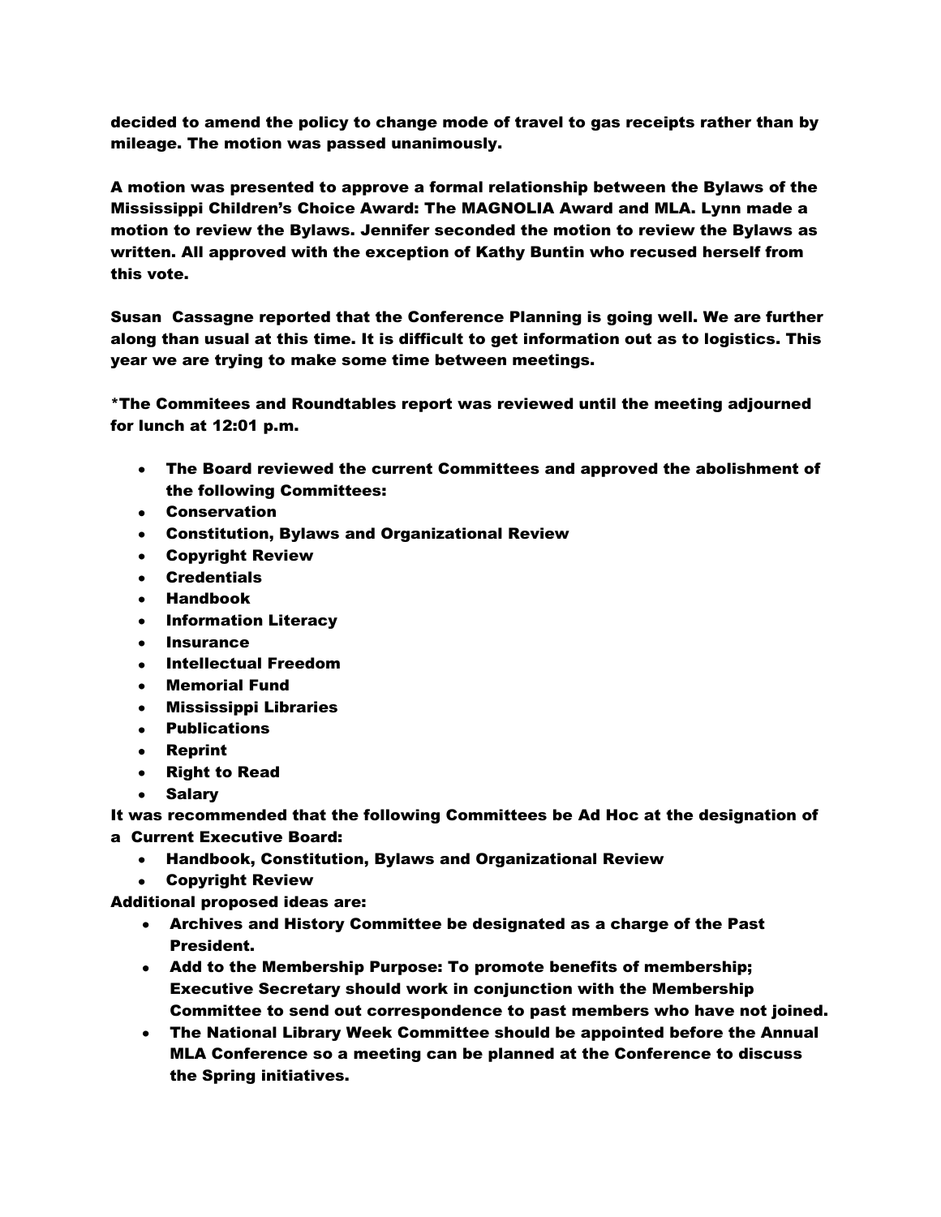**decided to amend the policy to change mode of travel to gas receipts rather than by mileage. The motion was passed unanimously.**

**A motion was presented to approve a formal relationship between the Bylaws of the Mississippi Children's Choice Award: The MAGNOLIA Award and MLA. Lynn made a motion to review the Bylaws. Jennifer seconded the motion to review the Bylaws as written. All approved with the exception of Kathy Buntin who recused herself from this vote.**

**Susan Cassagne reported that the Conference Planning is going well. We are further along than usual at this time. It is difficult to get information out as to logistics. This year we are trying to make some time between meetings.**

***The Commitees and Roundtables report was reviewed until the meeting adjourned for lunch at 12:01 p.m.**

- **The Board reviewed the current Committees and approved the abolishment of the following Committees:**
- **Conservation**
- **Constitution, Bylaws and Organizational Review**
- **Copyright Review**
- **Credentials**
- **Handbook**
- **Information Literacy**
- **Insurance**
- **Intellectual Freedom**
- **Memorial Fund**
- **Mississippi Libraries**
- **Publications**
- **Reprint**
- **Right to Read**
- **Salary**

**It was recommended that the following Committees be Ad Hoc at the designation of a Current Executive Board:**

- **Handbook, Constitution, Bylaws and Organizational Review**
- **Copyright Review**

**Additional proposed ideas are:**

- **Archives and History Committee be designated as a charge of the Past President.**
- **Add to the Membership Purpose: To promote benefits of membership; Executive Secretary should work in conjunction with the Membership Committee to send out correspondence to past members who have not joined.**
- **The National Library Week Committee should be appointed before the Annual MLA Conference so a meeting can be planned at the Conference to discuss the Spring initiatives.**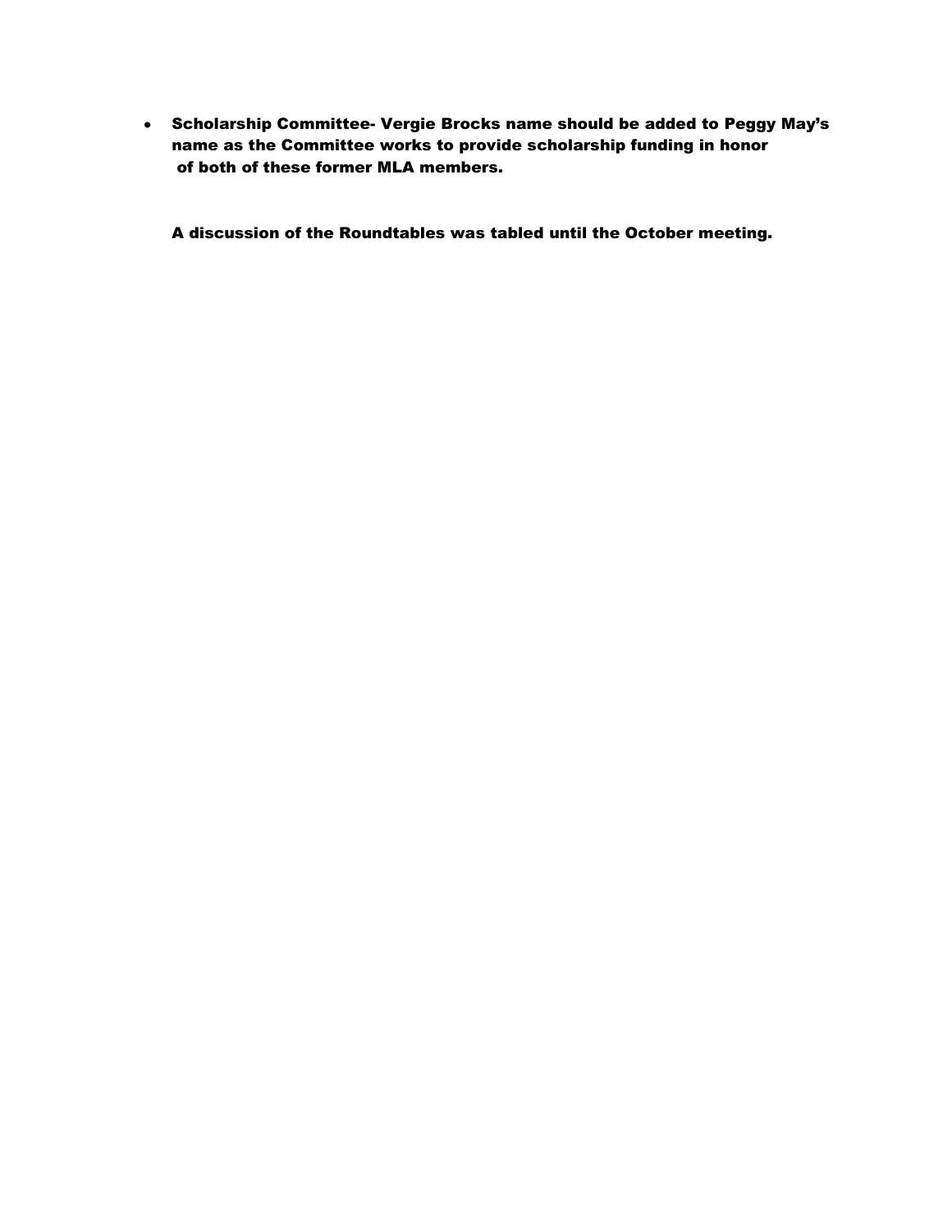- **Scholarship Committee- Vergie Brocks name should be added to Peggy May's name as the Committee works to provide scholarship funding in honor of both of these former MLA members.**

**A discussion of the Roundtables was tabled until the October meeting.**